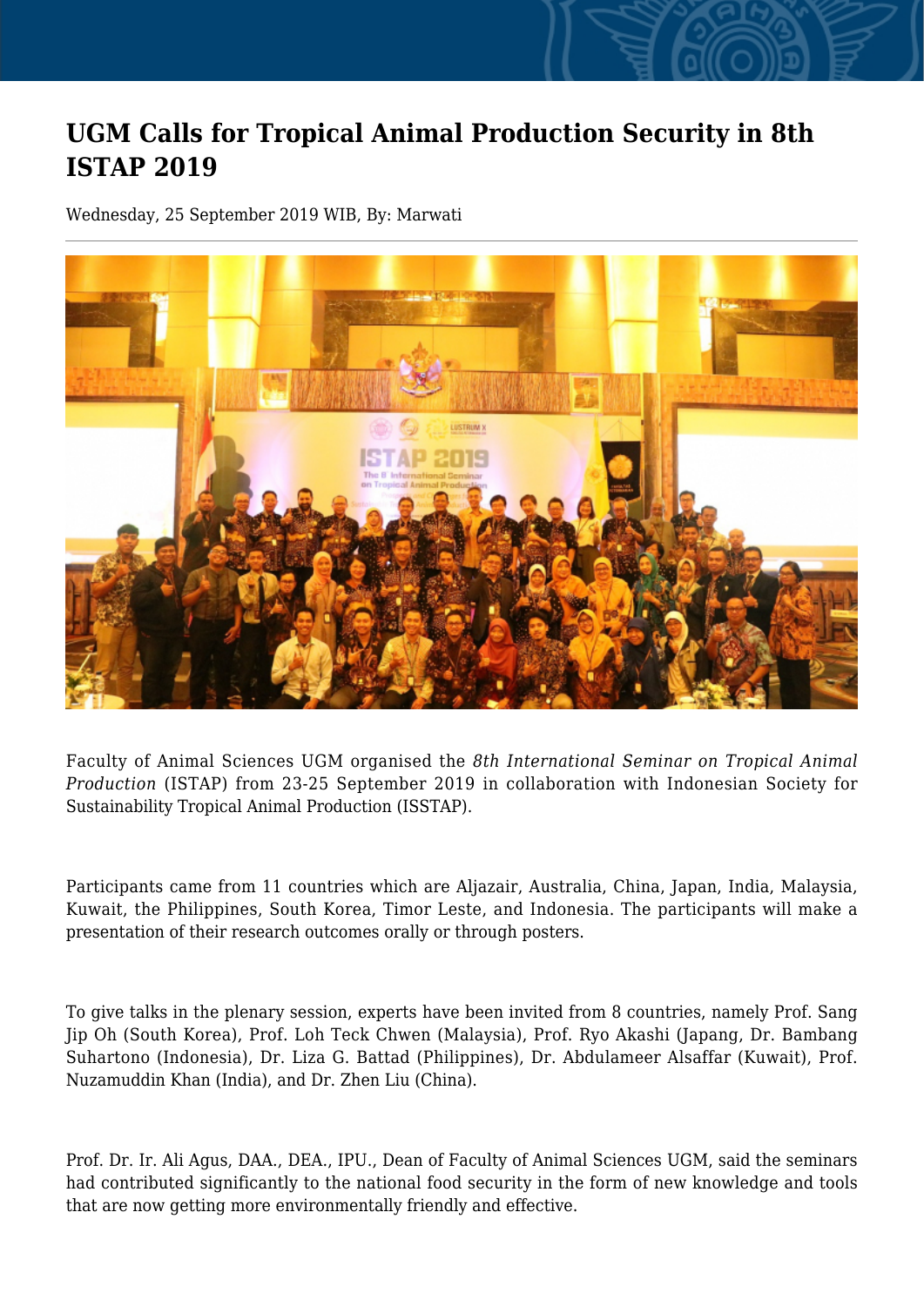# UGM Calls for Tropical Animal Production Security in 8th ISTAP 2019

Wednesday, 25 September 2019 WIB, By: Marwati

Faculty of Animal Sciences UGM organised the *8th International Seminar on Tropical Animal Production* (ISTAP) from 23-25 September 2019 in collaboration with Indonesian Society for Sustainability Tropical Animal Production (ISSTAP).

Participants came from 11 countries which are Aljazair, Australia, China, Japan, India, Malaysia, Kuwait, the Philippines, South Korea, Timor Leste, and Indonesia. The participants will make a presentation of their research outcomes orally or through posters.

To give talks in the plenary session, experts have been invited from 8 countries, namely Prof. Sang Jip Oh (South Korea), Prof. Loh Teck Chwen (Malaysia), Prof. Ryo Akashi (Japang, Dr. Bambang Suhartono (Indonesia), Dr. Liza G. Battad (Philippines), Dr. Abdulameer Alsaffar (Kuwait), Prof. Nuzamuddin Khan (India), and Dr. Zhen Liu (China).

Prof. Dr. Ir. Ali Agus, DAA., DEA., IPU., Dean of Faculty of Animal Sciences UGM, said the seminars had contributed significantly to the national food security in the form of new knowledge and tools that are now getting more environmentally friendly and effective.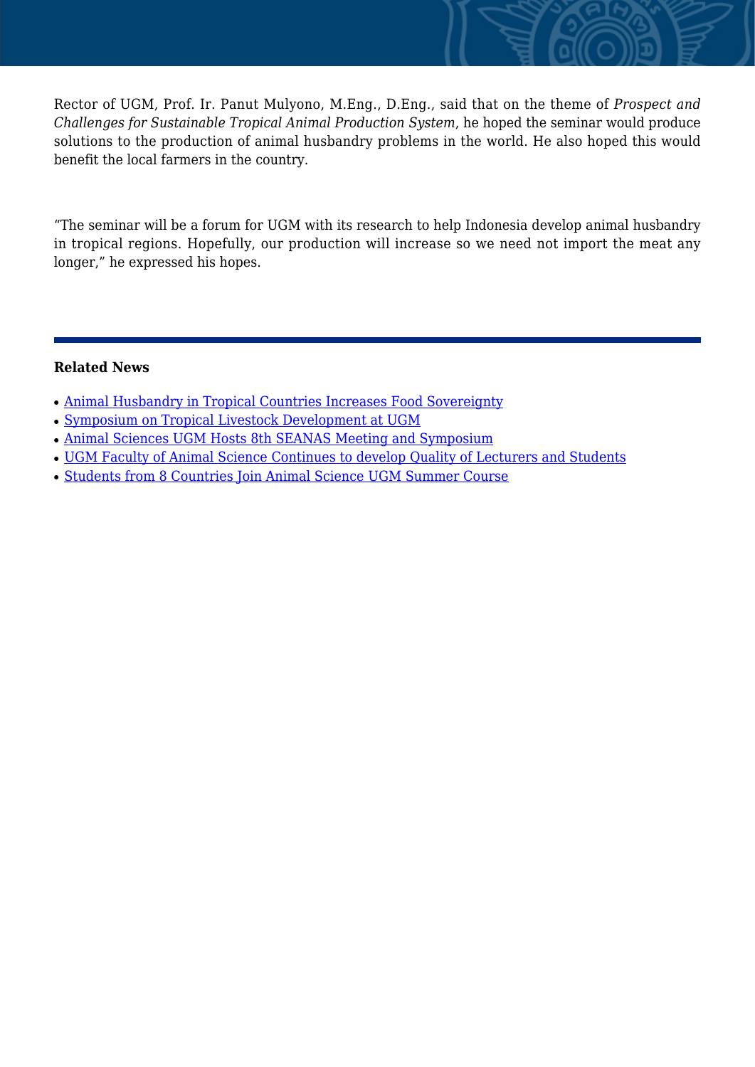Rector of UGM, Prof. Ir. Panut Mulyono, M.Eng., D.Eng., said that on the theme of *Prospect and Challenges for Sustainable Tropical Animal Production System*, he hoped the seminar would produce solutions to the production of animal husbandry problems in the world. He also hoped this would benefit the local farmers in the country.

"The seminar will be a forum for UGM with its research to help Indonesia develop animal husbandry in tropical regions. Hopefully, our production will increase so we need not import the meat any longer," he expressed his hopes.

---

**Related News**

- Animal Husbandry in Tropical Countries Increases Food Sovereignty
- Symposium on Tropical Livestock Development at UGM
- Animal Sciences UGM Hosts 8th SEANAS Meeting and Symposium
- UGM Faculty of Animal Science Continues to develop Quality of Lecturers and Students
- Students from 8 Countries Join Animal Science UGM Summer Course